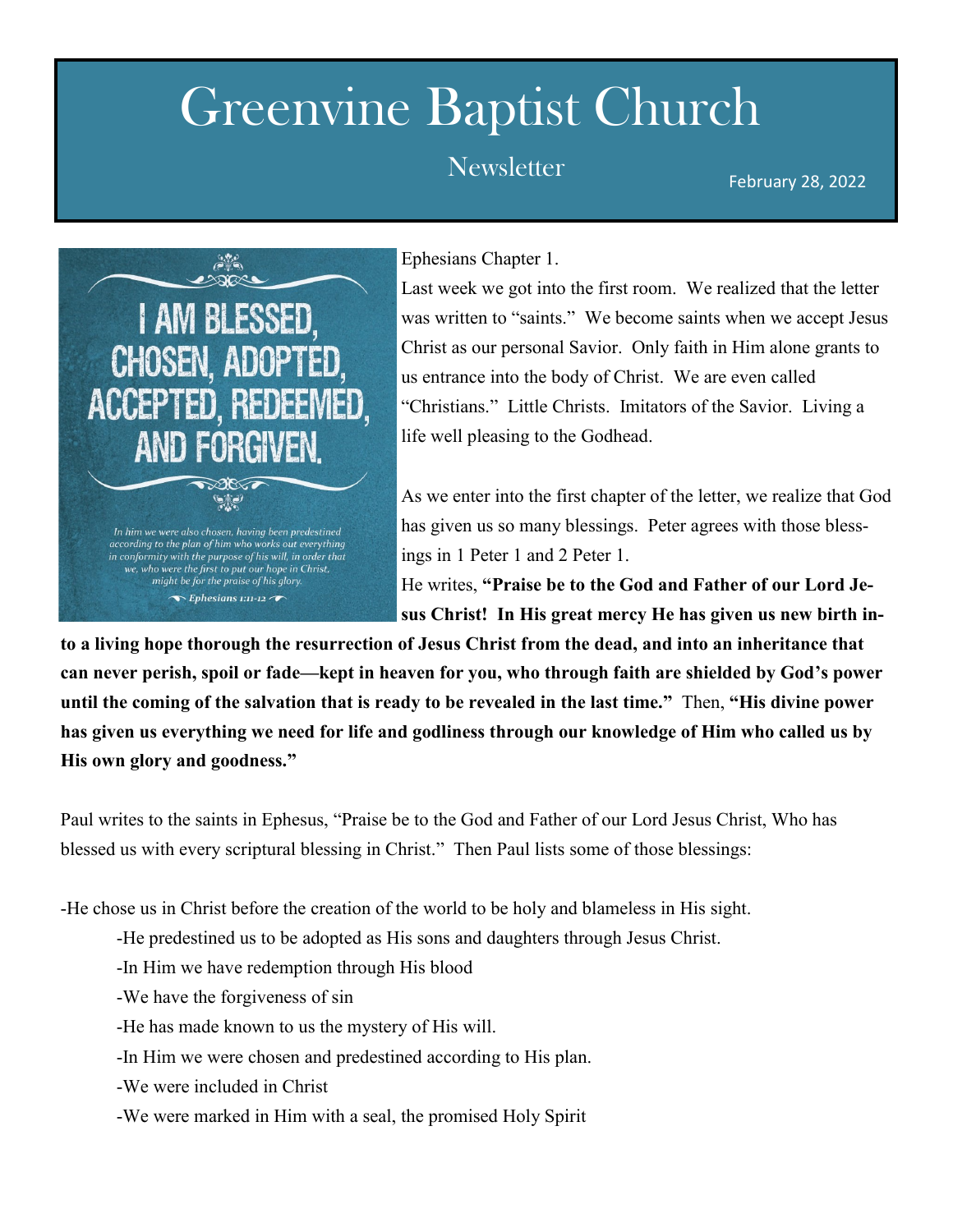# Greenvine Baptist Church

## Newsletter

February 28, 2022

I AM BLESSED, CHOSEN, ADOPTED, ACCEPTED, REDEEMED, AND FORGIVEN.

*In him we were also chosen, having been predestined according to the plan of him who works out everything in conformity with the purpose of his will, in order that we, who were the first to put our hope in Christ, might be for the praise of his glory.*

*Ephesians 1:11-12*

Ephesians Chapter 1.

Last week we got into the first room. We realized that the letter was written to "saints." We become saints when we accept Jesus Christ as our personal Savior. Only faith in Him alone grants to us entrance into the body of Christ. We are even called "Christians." Little Christs. Imitators of the Savior. Living a life well pleasing to the Godhead.

As we enter into the first chapter of the letter, we realize that God has given us so many blessings. Peter agrees with those blessings in 1 Peter 1 and 2 Peter 1.

He writes, **"Praise be to the God and Father of our Lord Jesus Christ! In His great mercy He has given us new birth into a living hope thorough the resurrection of Jesus Christ from the dead, and into an inheritance that can never perish, spoil or fade—kept in heaven for you, who through faith are shielded by God's power until the coming of the salvation that is ready to be revealed in the last time."** Then, **"His divine power has given us everything we need for life and godliness through our knowledge of Him who called us by His own glory and goodness."**

Paul writes to the saints in Ephesus, "Praise be to the God and Father of our Lord Jesus Christ, Who has blessed us with every scriptural blessing in Christ." Then Paul lists some of those blessings:

- He chose us in Christ before the creation of the world to be holy and blameless in His sight.
- He predestined us to be adopted as His sons and daughters through Jesus Christ.
- In Him we have redemption through His blood
- We have the forgiveness of sin
- He has made known to us the mystery of His will.
- In Him we were chosen and predestined according to His plan.
- We were included in Christ
- We were marked in Him with a seal, the promised Holy Spirit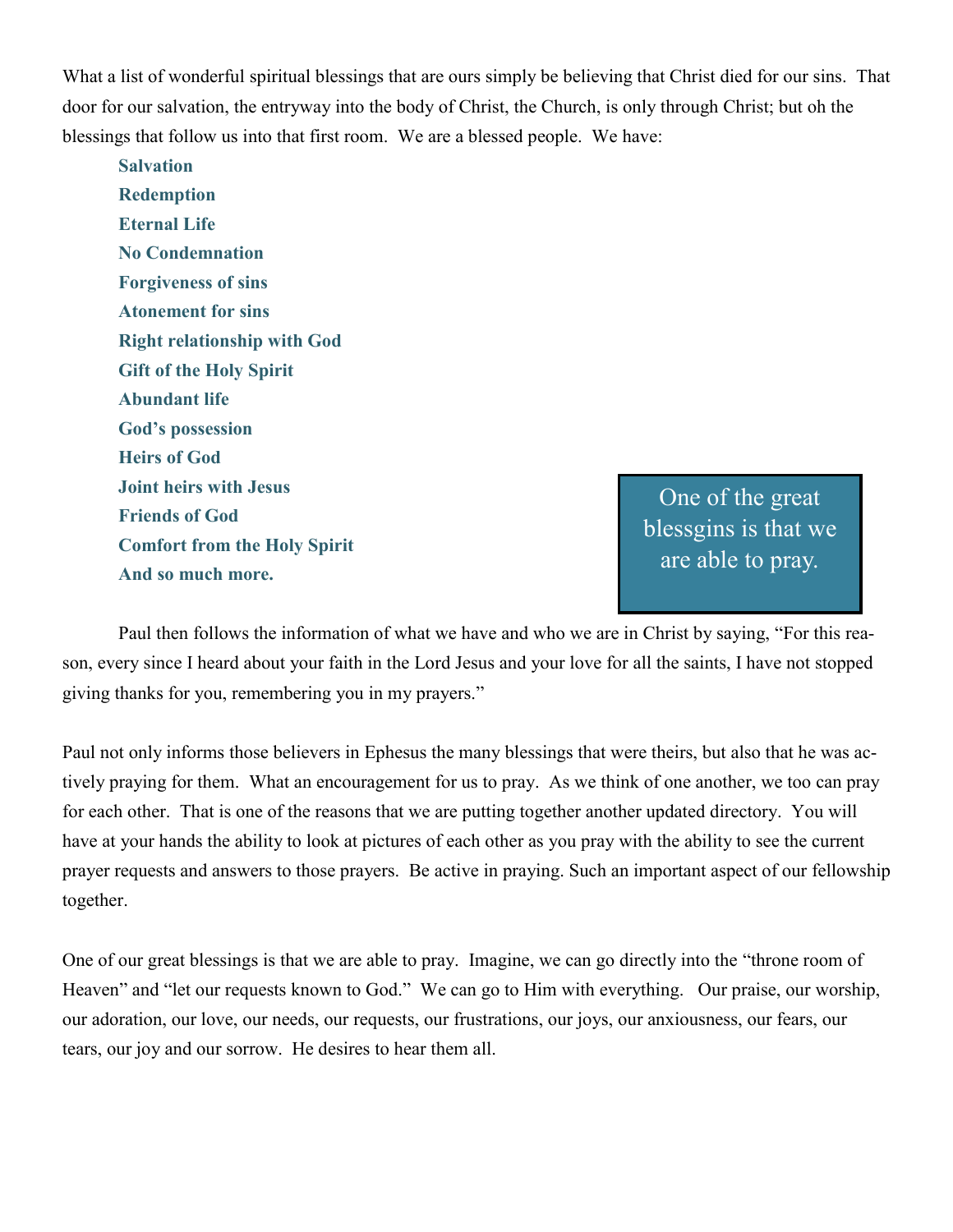What a list of wonderful spiritual blessings that are ours simply be believing that Christ died for our sins. That door for our salvation, the entryway into the body of Christ, the Church, is only through Christ; but oh the blessings that follow us into that first room. We are a blessed people. We have:

**Salvation**
**Redemption**
**Eternal Life**
**No Condemnation**
**Forgiveness of sins**
**Atonement for sins**
**Right relationship with God**
**Gift of the Holy Spirit**
**Abundant life**
**God's possession**
**Heirs of God**
**Joint heirs with Jesus**
**Friends of God**
**Comfort from the Holy Spirit**
**And so much more.**

> One of the great blessgins is that we are able to pray.

Paul then follows the information of what we have and who we are in Christ by saying, "For this reason, every since I heard about your faith in the Lord Jesus and your love for all the saints, I have not stopped giving thanks for you, remembering you in my prayers."

Paul not only informs those believers in Ephesus the many blessings that were theirs, but also that he was actively praying for them. What an encouragement for us to pray. As we think of one another, we too can pray for each other. That is one of the reasons that we are putting together another updated directory. You will have at your hands the ability to look at pictures of each other as you pray with the ability to see the current prayer requests and answers to those prayers. Be active in praying. Such an important aspect of our fellowship together.

One of our great blessings is that we are able to pray. Imagine, we can go directly into the "throne room of Heaven" and "let our requests known to God." We can go to Him with everything. Our praise, our worship, our adoration, our love, our needs, our requests, our frustrations, our joys, our anxiousness, our fears, our tears, our joy and our sorrow. He desires to hear them all.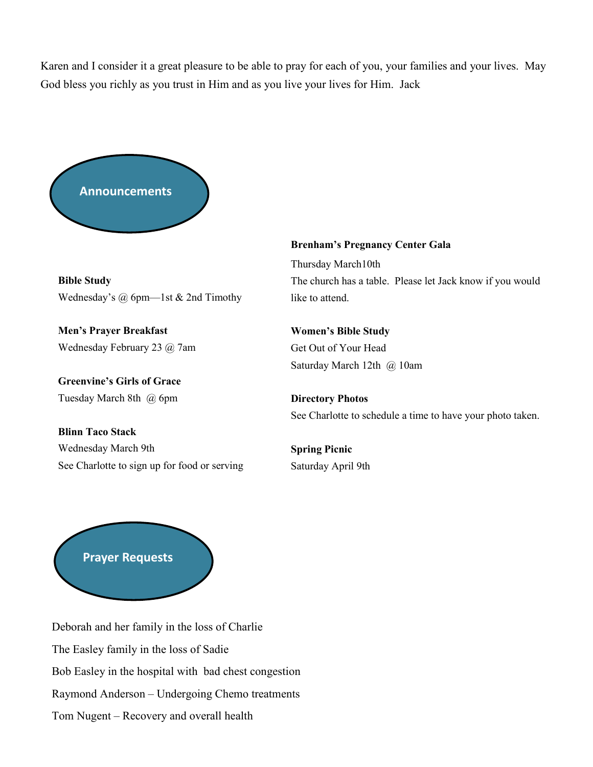Karen and I consider it a great pleasure to be able to pray for each of you, your families and your lives. May God bless you richly as you trust in Him and as you live your lives for Him. Jack

## Announcements

**Bible Study**
Wednesday's @ 6pm—1st & 2nd Timothy

**Men's Prayer Breakfast**
Wednesday February 23 @ 7am

**Greenvine's Girls of Grace**
Tuesday March 8th @ 6pm

**Blinn Taco Stack**
Wednesday March 9th
See Charlotte to sign up for food or serving

**Brenham's Pregnancy Center Gala**
Thursday March10th
The church has a table. Please let Jack know if you would like to attend.

**Women's Bible Study**
Get Out of Your Head
Saturday March 12th @ 10am

**Directory Photos**
See Charlotte to schedule a time to have your photo taken.

**Spring Picnic**
Saturday April 9th

## Prayer Requests

Deborah and her family in the loss of Charlie

The Easley family in the loss of Sadie

Bob Easley in the hospital with bad chest congestion

Raymond Anderson – Undergoing Chemo treatments

Tom Nugent – Recovery and overall health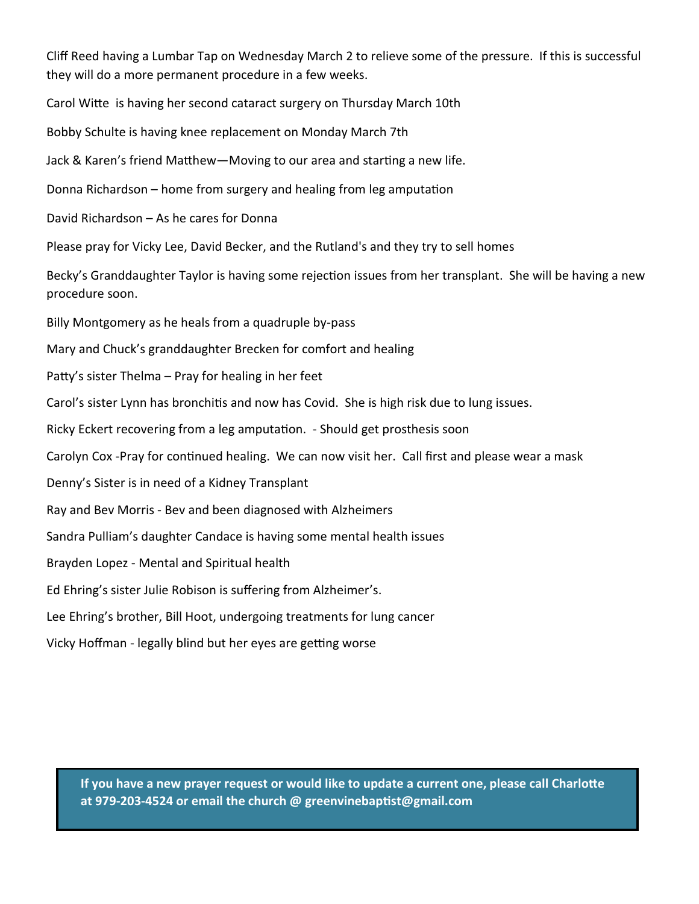Cliff Reed having a Lumbar Tap on Wednesday March 2 to relieve some of the pressure. If this is successful they will do a more permanent procedure in a few weeks.

Carol Witte is having her second cataract surgery on Thursday March 10th

Bobby Schulte is having knee replacement on Monday March 7th

Jack & Karen's friend Matthew—Moving to our area and starting a new life.

Donna Richardson – home from surgery and healing from leg amputation

David Richardson – As he cares for Donna

Please pray for Vicky Lee, David Becker, and the Rutland's and they try to sell homes

Becky's Granddaughter Taylor is having some rejection issues from her transplant. She will be having a new procedure soon.

Billy Montgomery as he heals from a quadruple by-pass

Mary and Chuck's granddaughter Brecken for comfort and healing

Patty's sister Thelma – Pray for healing in her feet

Carol's sister Lynn has bronchitis and now has Covid. She is high risk due to lung issues.

Ricky Eckert recovering from a leg amputation. - Should get prosthesis soon

Carolyn Cox -Pray for continued healing. We can now visit her. Call first and please wear a mask

Denny's Sister is in need of a Kidney Transplant

Ray and Bev Morris - Bev and been diagnosed with Alzheimers

Sandra Pulliam's daughter Candace is having some mental health issues

Brayden Lopez - Mental and Spiritual health

Ed Ehring's sister Julie Robison is suffering from Alzheimer's.

Lee Ehring's brother, Bill Hoot, undergoing treatments for lung cancer

Vicky Hoffman - legally blind but her eyes are getting worse

**If you have a new prayer request or would like to update a current one, please call Charlotte at 979-203-4524 or email the church @ greenvinebaptist@gmail.com**